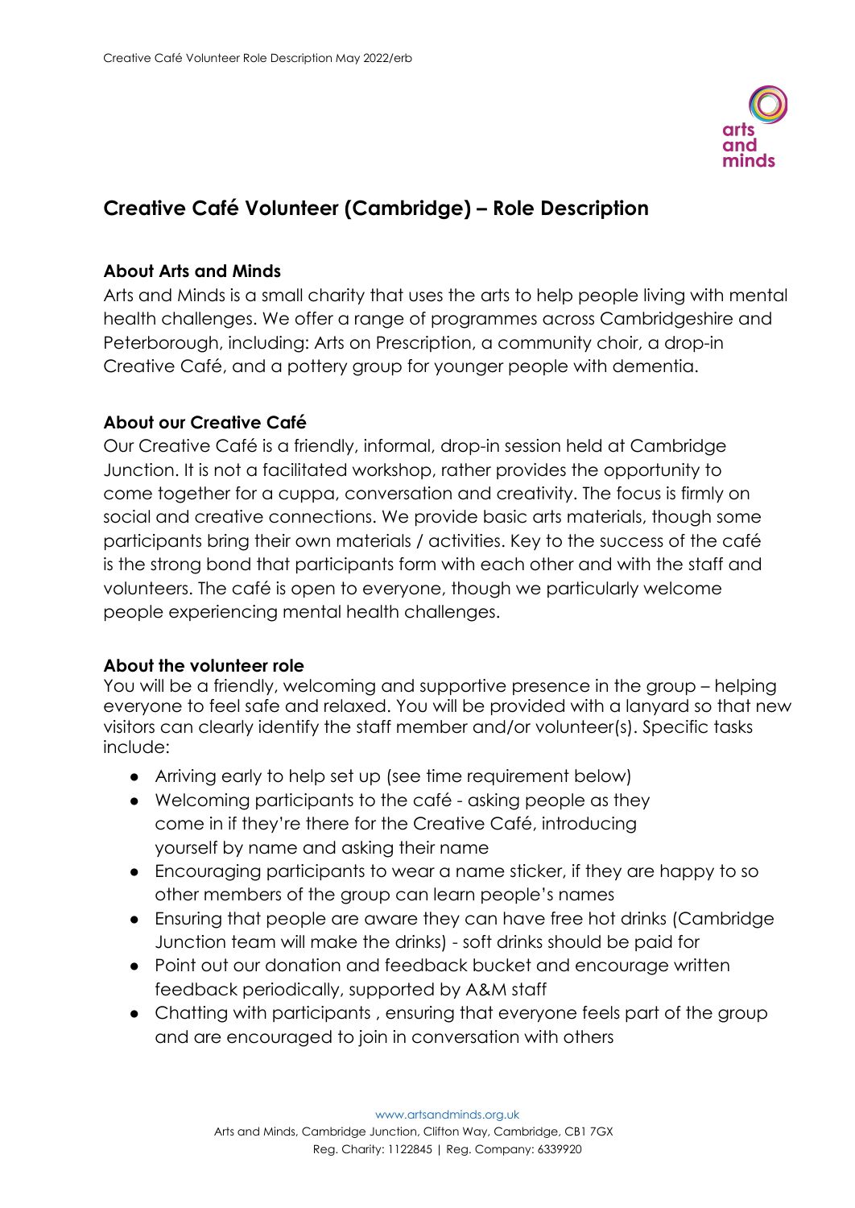# Creative Café Volunteer (Cambridge) – Role Description

## About Arts and Minds

Arts and Minds is a small charity that uses the arts to help people living with mental health challenges. We offer a range of programmes across Cambridgeshire and Peterborough, including: Arts on Prescription, a community choir, a drop-in Creative Café, and a pottery group for younger people with dementia.

## About our Creative Café

Our Creative Café is a friendly, informal, drop-in session held at Cambridge Junction. It is not a facilitated workshop, rather provides the opportunity to come together for a cuppa, conversation and creativity. The focus is firmly on social and creative connections. We provide basic arts materials, though some participants bring their own materials / activities. Key to the success of the café is the strong bond that participants form with each other and with the staff and volunteers. The café is open to everyone, though we particularly welcome people experiencing mental health challenges.

## About the volunteer role

You will be a friendly, welcoming and supportive presence in the group – helping everyone to feel safe and relaxed. You will be provided with a lanyard so that new visitors can clearly identify the staff member and/or volunteer(s). Specific tasks include:

- Arriving early to help set up (see time requirement below)
- Welcoming participants to the café - asking people as they come in if they're there for the Creative Café, introducing yourself by name and asking their name
- Encouraging participants to wear a name sticker, if they are happy to so other members of the group can learn people's names
- Ensuring that people are aware they can have free hot drinks (Cambridge Junction team will make the drinks) - soft drinks should be paid for
- Point out our donation and feedback bucket and encourage written feedback periodically, supported by A&M staff
- Chatting with participants , ensuring that everyone feels part of the group and are encouraged to join in conversation with others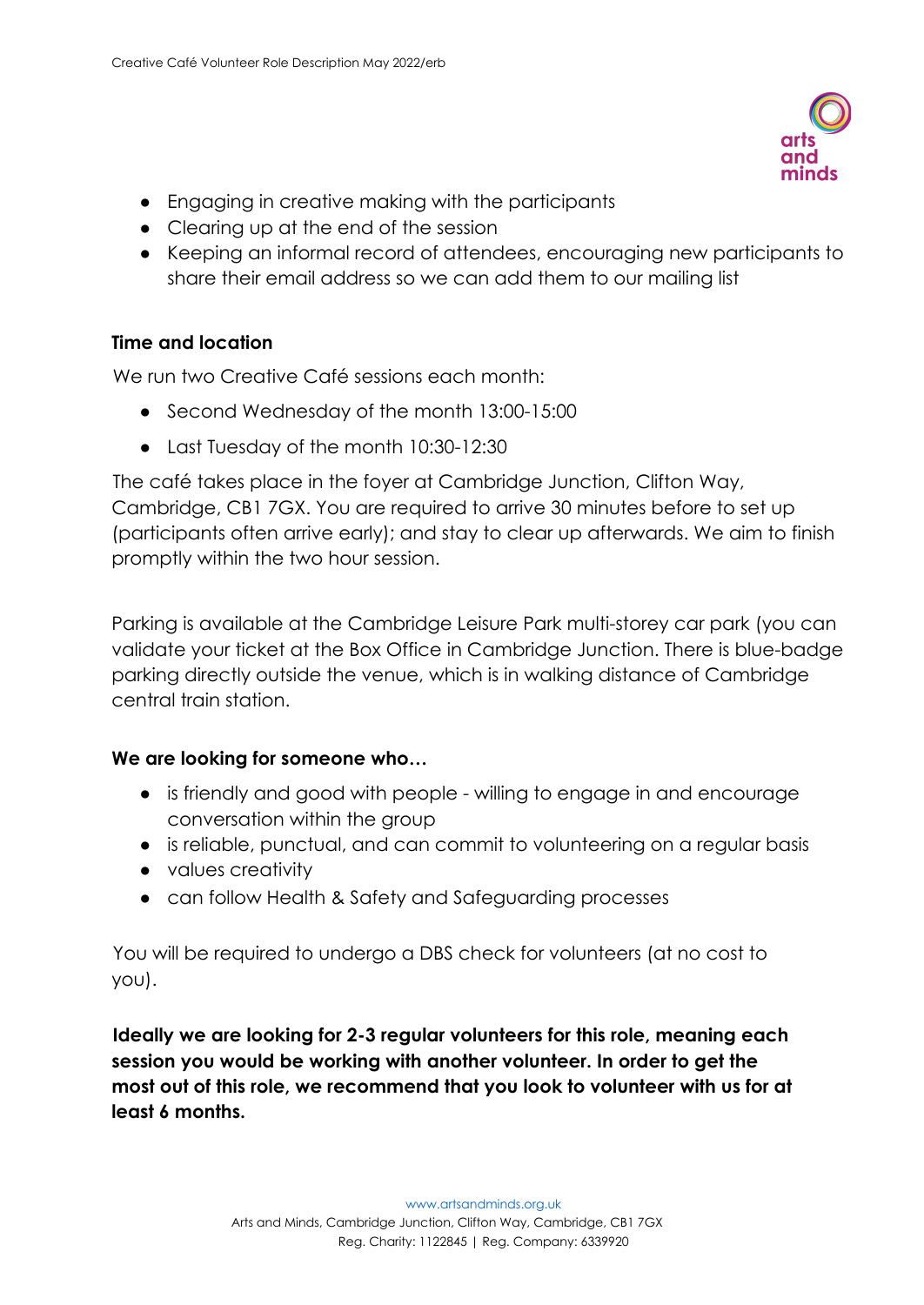- Engaging in creative making with the participants
- Clearing up at the end of the session
- Keeping an informal record of attendees, encouraging new participants to share their email address so we can add them to our mailing list

**Time and location**

We run two Creative Café sessions each month:

- Second Wednesday of the month 13:00-15:00
- Last Tuesday of the month 10:30-12:30

The café takes place in the foyer at Cambridge Junction, Clifton Way, Cambridge, CB1 7GX. You are required to arrive 30 minutes before to set up (participants often arrive early); and stay to clear up afterwards. We aim to finish promptly within the two hour session.

Parking is available at the Cambridge Leisure Park multi-storey car park (you can validate your ticket at the Box Office in Cambridge Junction. There is blue-badge parking directly outside the venue, which is in walking distance of Cambridge central train station.

**We are looking for someone who…**

- is friendly and good with people - willing to engage in and encourage conversation within the group
- is reliable, punctual, and can commit to volunteering on a regular basis
- values creativity
- can follow Health & Safety and Safeguarding processes

You will be required to undergo a DBS check for volunteers (at no cost to you).

**Ideally we are looking for 2-3 regular volunteers for this role, meaning each session you would be working with another volunteer. In order to get the most out of this role, we recommend that you look to volunteer with us for at least 6 months.**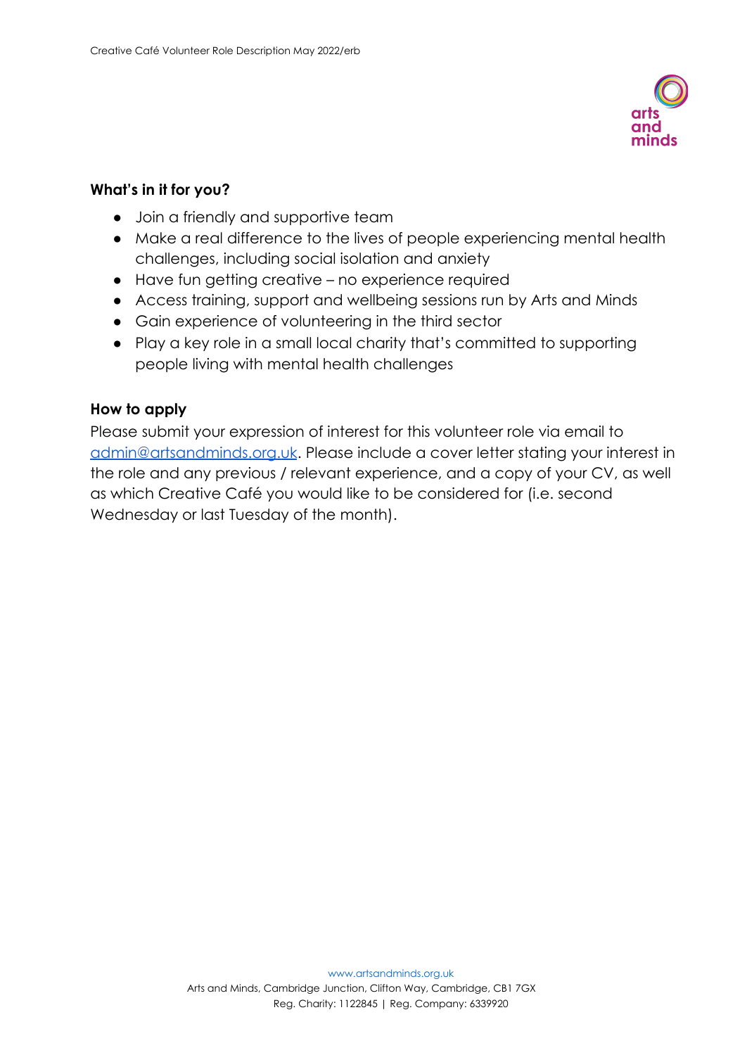## What's in it for you?

- Join a friendly and supportive team
- Make a real difference to the lives of people experiencing mental health challenges, including social isolation and anxiety
- Have fun getting creative – no experience required
- Access training, support and wellbeing sessions run by Arts and Minds
- Gain experience of volunteering in the third sector
- Play a key role in a small local charity that's committed to supporting people living with mental health challenges

## How to apply

Please submit your expression of interest for this volunteer role via email to admin@artsandminds.org.uk. Please include a cover letter stating your interest in the role and any previous / relevant experience, and a copy of your CV, as well as which Creative Café you would like to be considered for (i.e. second Wednesday or last Tuesday of the month).